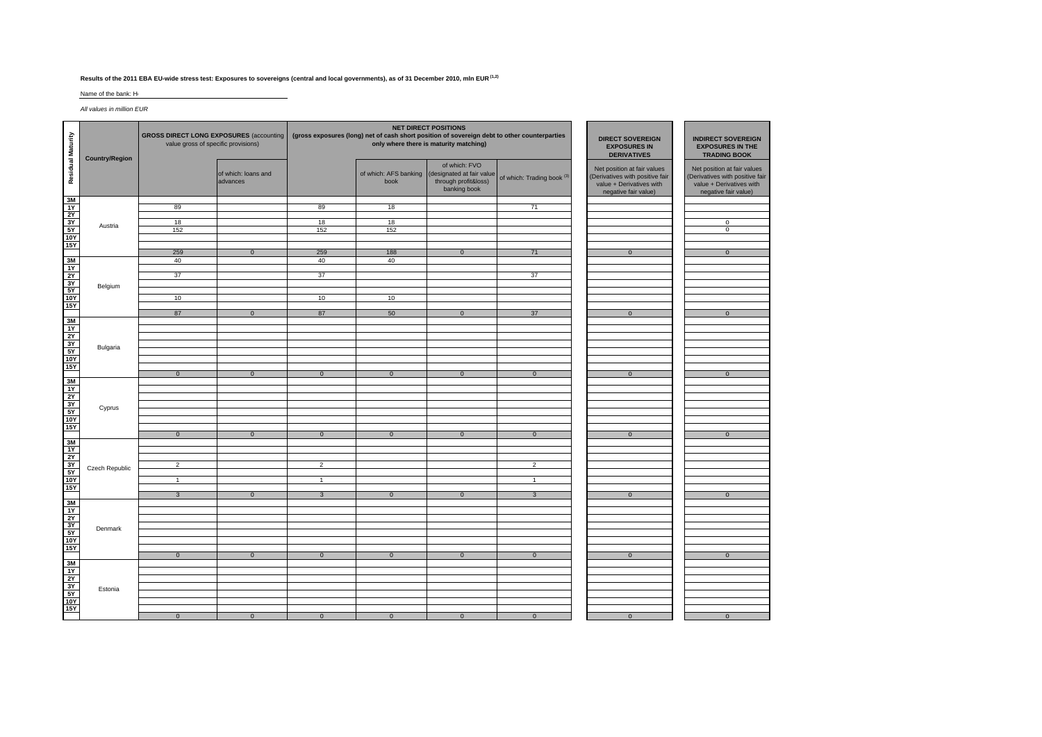**Results of the 2011 EBA EU-wide stress test: Exposures to sovereigns (central and local governments), as of 31 December 2010, mln EUR [1,2]**

Name of the bank: H

*All values in million EUR*

| Residual Maturity | Country/Region | GROSS DIRECT LONG EXPOSURES (accounting value gross of specific provisions) | | NET DIRECT POSITIONS (gross exposures (long) net of cash short position of sovereign debt to other counterparties only where there is maturity matching) | | | | DIRECT SOVEREIGN EXPOSURES IN DERIVATIVES | INDIRECT SOVEREIGN EXPOSURES IN THE TRADING BOOK |
|---|---|---|---|---|---|---|---|---|---|
| | | | of which: loans and advances | | of which: AFS banking book | of which: FVO (designated at fair value through profit&loss) banking book | of which: Trading book [3] | Net position at fair values (Derivatives with positive fair value + Derivatives with negative fair value) | Net position at fair values (Derivatives with positive fair value + Derivatives with negative fair value) |
| 3M | Austria | | | | | | | | |
| 1Y | | 89 | | 89 | 18 | | 71 | | |
| 2Y | | | | | | | | | |
| 3Y | | 18 | | 18 | 18 | | | | 0 |
| 5Y | | 152 | | 152 | 152 | | | | 0 |
| 10Y | | | | | | | | | |
| 15Y | | | | | | | | | |
| | | 259 | 0 | 259 | 188 | 0 | 71 | 0 | 0 |
| 3M | Belgium | 40 | | 40 | 40 | | | | |
| 1Y | | | | | | | | | |
| 2Y | | 37 | | 37 | | | 37 | | |
| 3Y | | | | | | | | | |
| 5Y | | | | | | | | | |
| 10Y | | 10 | | 10 | 10 | | | | |
| 15Y | | | | | | | | | |
| | | 87 | 0 | 87 | 50 | 0 | 37 | 0 | 0 |
| 3M | Bulgaria | | | | | | | | |
| 1Y | | | | | | | | | |
| 2Y | | | | | | | | | |
| 3Y | | | | | | | | | |
| 5Y | | | | | | | | | |
| 10Y | | | | | | | | | |
| 15Y | | | | | | | | | |
| | | 0 | 0 | 0 | 0 | 0 | 0 | 0 | 0 |
| 3M | Cyprus | | | | | | | | |
| 1Y | | | | | | | | | |
| 2Y | | | | | | | | | |
| 3Y | | | | | | | | | |
| 5Y | | | | | | | | | |
| 10Y | | | | | | | | | |
| 15Y | | | | | | | | | |
| | | 0 | 0 | 0 | 0 | 0 | 0 | 0 | 0 |
| 3M | Czech Republic | | | | | | | | |
| 1Y | | | | | | | | | |
| 2Y | | | | | | | | | |
| 3Y | | 2 | | 2 | | | 2 | | |
| 5Y | | | | | | | | | |
| 10Y | | 1 | | 1 | | | 1 | | |
| 15Y | | | | | | | | | |
| | | 3 | 0 | 3 | 0 | 0 | 3 | 0 | 0 |
| 3M | Denmark | | | | | | | | |
| 1Y | | | | | | | | | |
| 2Y | | | | | | | | | |
| 3Y | | | | | | | | | |
| 5Y | | | | | | | | | |
| 10Y | | | | | | | | | |
| 15Y | | | | | | | | | |
| | | 0 | 0 | 0 | 0 | 0 | 0 | 0 | 0 |
| 3M | Estonia | | | | | | | | |
| 1Y | | | | | | | | | |
| 2Y | | | | | | | | | |
| 3Y | | | | | | | | | |
| 5Y | | | | | | | | | |
| 10Y | | | | | | | | | |
| 15Y | | | | | | | | | |
| | | 0 | 0 | 0 | 0 | 0 | 0 | 0 | 0 |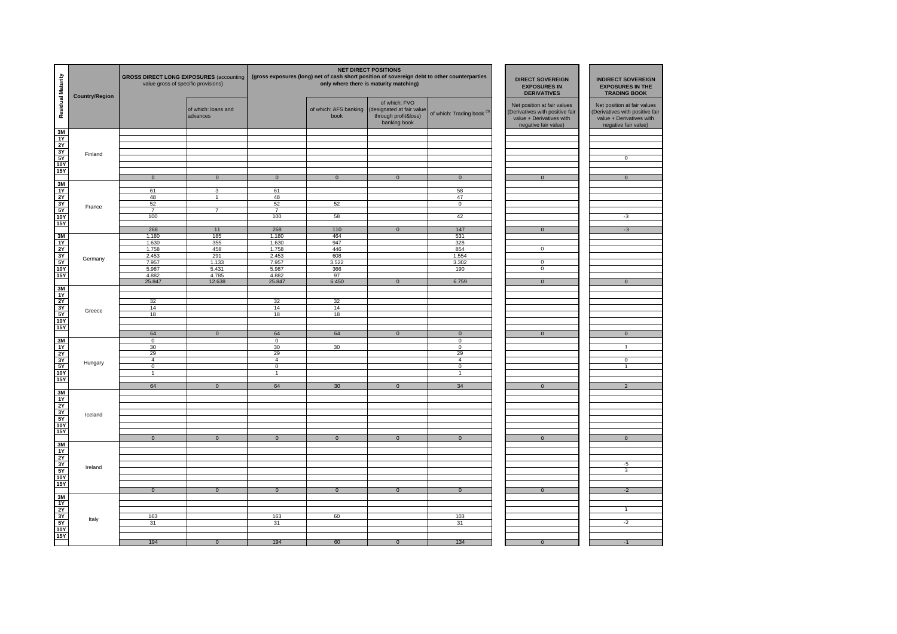| Residual Maturity | Country/Region | GROSS DIRECT LONG EXPOSURES (accounting value gross of specific provisions) | | NET DIRECT POSITIONS (gross exposures (long) net of cash short position of sovereign debt to other counterparties only where there is maturity matching) | | | | DIRECT SOVEREIGN EXPOSURES IN DERIVATIVES | INDIRECT SOVEREIGN EXPOSURES IN THE TRADING BOOK |
|---|---|---|---|---|---|---|---|---|---|
| | | | of which: loans and advances | | of which: AFS banking book | of which: FVO (designated at fair value through profit&loss) banking book | of which: Trading book [3] | Net position at fair values (Derivatives with positive fair value + Derivatives with negative fair value) | Net position at fair values (Derivatives with positive fair value + Derivatives with negative fair value) |
| 3M | Finland | | | | | | | | |
| 1Y | | | | | | | | | |
| 2Y | | | | | | | | | |
| 3Y | | | | | | | | | |
| 5Y | | | | | | | | | 0 |
| 10Y | | | | | | | | | |
| 15Y | | | | | | | | | |
| | | 0 | 0 | 0 | 0 | 0 | 0 | 0 | 0 |
| 3M | France | | | | | | | | |
| 1Y | | 61 | 3 | 61 | | | 58 | | |
| 2Y | | 48 | 1 | 48 | | | 47 | | |
| 3Y | | 52 | | 52 | 52 | | 0 | | |
| 5Y | | 7 | 7 | 7 | | | | | |
| 10Y | | 100 | | 100 | 58 | | 42 | | -3 |
| 15Y | | | | | | | | | |
| | | 268 | 11 | 268 | 110 | 0 | 147 | 0 | -3 |
| 3M | Germany | 1.180 | 185 | 1.180 | 464 | | 531 | | |
| 1Y | | 1.630 | 355 | 1.630 | 947 | | 328 | | |
| 2Y | | 1.758 | 458 | 1.758 | 446 | | 854 | 0 | |
| 3Y | | 2.453 | 291 | 2.453 | 608 | | 1.554 | | |
| 5Y | | 7.957 | 1.133 | 7.957 | 3.522 | | 3.302 | 0 | |
| 10Y | | 5.987 | 5.431 | 5.987 | 366 | | 190 | 0 | |
| 15Y | | 4.882 | 4.785 | 4.882 | 97 | | | | |
| | | 25.847 | 12.638 | 25.847 | 6.450 | 0 | 6.759 | 0 | 0 |
| 3M | Greece | | | | | | | | |
| 1Y | | | | | | | | | |
| 2Y | | 32 | | 32 | 32 | | | | |
| 3Y | | 14 | | 14 | 14 | | | | |
| 5Y | | 18 | | 18 | 18 | | | | |
| 10Y | | | | | | | | | |
| 15Y | | | | | | | | | |
| | | 64 | 0 | 64 | 64 | 0 | 0 | 0 | 0 |
| 3M | Hungary | 0 | | 0 | | | 0 | | |
| 1Y | | 30 | | 30 | 30 | | 0 | | 1 |
| 2Y | | 29 | | 29 | | | 29 | | |
| 3Y | | 4 | | 4 | | | 4 | | 0 |
| 5Y | | 0 | | 0 | | | 0 | | 1 |
| 10Y | | 1 | | 1 | | | 1 | | |
| 15Y | | | | | | | | | |
| | | 64 | 0 | 64 | 30 | 0 | 34 | 0 | 2 |
| 3M | Iceland | | | | | | | | |
| 1Y | | | | | | | | | |
| 2Y | | | | | | | | | |
| 3Y | | | | | | | | | |
| 5Y | | | | | | | | | |
| 10Y | | | | | | | | | |
| 15Y | | | | | | | | | |
| | | 0 | 0 | 0 | 0 | 0 | 0 | 0 | 0 |
| 3M | Ireland | | | | | | | | |
| 1Y | | | | | | | | | |
| 2Y | | | | | | | | | |
| 3Y | | | | | | | | | -5 |
| 5Y | | | | | | | | | 3 |
| 10Y | | | | | | | | | |
| 15Y | | | | | | | | | |
| | | 0 | 0 | 0 | 0 | 0 | 0 | 0 | -2 |
| 3M | Italy | | | | | | | | |
| 1Y | | | | | | | | | |
| 2Y | | | | | | | | | 1 |
| 3Y | | 163 | | 163 | 60 | | 103 | | |
| 5Y | | 31 | | 31 | | | 31 | | -2 |
| 10Y | | | | | | | | | |
| 15Y | | | | | | | | | |
| | | 194 | 0 | 194 | 60 | 0 | 134 | 0 | -1 |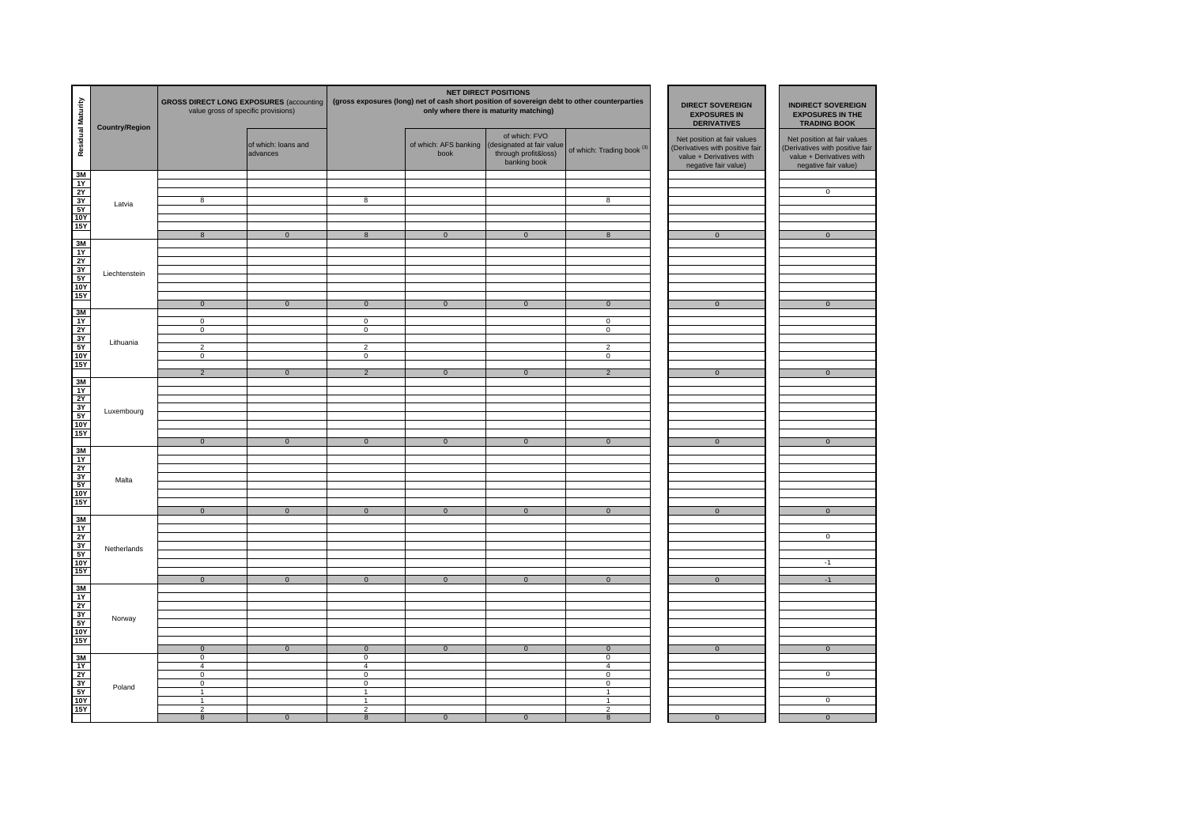| Residual Maturity | Country/Region | GROSS DIRECT LONG EXPOSURES (accounting value gross of specific provisions) | | NET DIRECT POSITIONS (gross exposures (long) net of cash short position of sovereign debt to other counterparties only where there is maturity matching) | | | | DIRECT SOVEREIGN EXPOSURES IN DERIVATIVES | INDIRECT SOVEREIGN EXPOSURES IN THE TRADING BOOK |
|---|---|---|---|---|---|---|---|---|---|
| | | | of which: loans and advances | | of which: AFS banking book | of which: FVO (designated at fair value through profit&loss) banking book | of which: Trading book (3) | Net position at fair values (Derivatives with positive fair value + Derivatives with negative fair value) | Net position at fair values (Derivatives with positive fair value + Derivatives with negative fair value) |
| 3M | Latvia | | | | | | | | |
| 1Y | | | | | | | | | |
| 2Y | | | | | | | | | 0 |
| 3Y | | 8 | | 8 | | | 8 | | |
| 5Y | | | | | | | | | |
| 10Y | | | | | | | | | |
| 15Y | | | | | | | | | |
| | | 8 | 0 | 8 | 0 | 0 | 8 | 0 | 0 |
| 3M | Liechtenstein | | | | | | | | |
| 1Y | | | | | | | | | |
| 2Y | | | | | | | | | |
| 3Y | | | | | | | | | |
| 5Y | | | | | | | | | |
| 10Y | | | | | | | | | |
| 15Y | | | | | | | | | |
| | | 0 | 0 | 0 | 0 | 0 | 0 | 0 | 0 |
| 3M | Lithuania | | | | | | | | |
| 1Y | | 0 | | 0 | | | 0 | | |
| 2Y | | 0 | | 0 | | | 0 | | |
| 3Y | | | | | | | | | |
| 5Y | | 2 | | 2 | | | 2 | | |
| 10Y | | 0 | | 0 | | | 0 | | |
| 15Y | | | | | | | | | |
| | | 2 | 0 | 2 | 0 | 0 | 2 | 0 | 0 |
| 3M | Luxembourg | | | | | | | | |
| 1Y | | | | | | | | | |
| 2Y | | | | | | | | | |
| 3Y | | | | | | | | | |
| 5Y | | | | | | | | | |
| 10Y | | | | | | | | | |
| 15Y | | | | | | | | | |
| | | 0 | 0 | 0 | 0 | 0 | 0 | 0 | 0 |
| 3M | Malta | | | | | | | | |
| 1Y | | | | | | | | | |
| 2Y | | | | | | | | | |
| 3Y | | | | | | | | | |
| 5Y | | | | | | | | | |
| 10Y | | | | | | | | | |
| 15Y | | | | | | | | | |
| | | 0 | 0 | 0 | 0 | 0 | 0 | 0 | 0 |
| 3M | Netherlands | | | | | | | | |
| 1Y | | | | | | | | | |
| 2Y | | | | | | | | | 0 |
| 3Y | | | | | | | | | |
| 5Y | | | | | | | | | |
| 10Y | | | | | | | | | -1 |
| 15Y | | | | | | | | | |
| | | 0 | 0 | 0 | 0 | 0 | 0 | 0 | -1 |
| 3M | Norway | | | | | | | | |
| 1Y | | | | | | | | | |
| 2Y | | | | | | | | | |
| 3Y | | | | | | | | | |
| 5Y | | | | | | | | | |
| 10Y | | | | | | | | | |
| 15Y | | | | | | | | | |
| | | 0 | 0 | 0 | 0 | 0 | 0 | 0 | 0 |
| 3M | Poland | 0 | | 0 | | | 0 | | |
| 1Y | | 4 | | 4 | | | 4 | | |
| 2Y | | 0 | | 0 | | | 0 | | 0 |
| 3Y | | 0 | | 0 | | | 0 | | |
| 5Y | | 1 | | 1 | | | 1 | | |
| 10Y | | 1 | | 1 | | | 1 | | 0 |
| 15Y | | 2 | | 2 | | | 2 | | |
| | | 8 | 0 | 8 | 0 | 0 | 8 | 0 | 0 |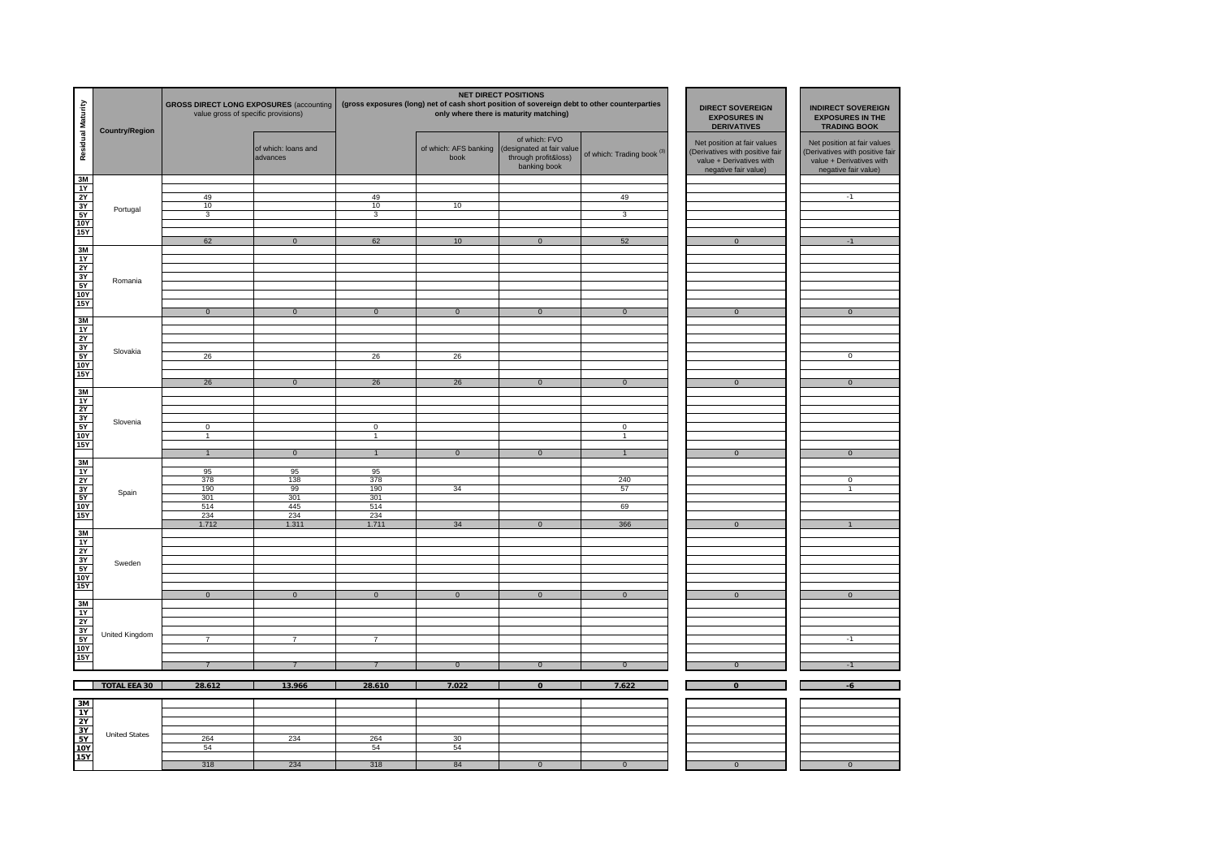| Residual Maturity | Country/Region | GROSS DIRECT LONG EXPOSURES (accounting value gross of specific provisions) | | NET DIRECT POSITIONS (gross exposures (long) net of cash short position of sovereign debt to other counterparties only where there is maturity matching) | | | | DIRECT SOVEREIGN EXPOSURES IN DERIVATIVES | INDIRECT SOVEREIGN EXPOSURES IN THE TRADING BOOK |
|---|---|---|---|---|---|---|---|---|---|
| | | | of which: loans and advances | | of which: AFS banking book | of which: FVO (designated at fair value through profit&loss) banking book | of which: Trading book (3) | Net position at fair values (Derivatives with positive fair value + Derivatives with negative fair value) | Net position at fair values (Derivatives with positive fair value + Derivatives with negative fair value) |
| 3M | Portugal | | | | | | | | |
| 1Y | | | | | | | | | |
| 2Y | | 49 | | 49 | | | 49 | | -1 |
| 3Y | | 10 | | 10 | 10 | | | | |
| 5Y | | 3 | | 3 | | | 3 | | |
| 10Y | | | | | | | | | |
| 15Y | | | | | | | | | |
| | | 62 | 0 | 62 | 10 | 0 | 52 | 0 | -1 |
| 3M | Romania | | | | | | | | |
| 1Y | | | | | | | | | |
| 2Y | | | | | | | | | |
| 3Y | | | | | | | | | |
| 5Y | | | | | | | | | |
| 10Y | | | | | | | | | |
| 15Y | | | | | | | | | |
| | | 0 | 0 | 0 | 0 | 0 | 0 | 0 | 0 |
| 3M | Slovakia | | | | | | | | |
| 1Y | | | | | | | | | |
| 2Y | | | | | | | | | |
| 3Y | | | | | | | | | |
| 5Y | | 26 | | 26 | 26 | | | | 0 |
| 10Y | | | | | | | | | |
| 15Y | | | | | | | | | |
| | | 26 | 0 | 26 | 26 | 0 | 0 | 0 | 0 |
| 3M | Slovenia | | | | | | | | |
| 1Y | | | | | | | | | |
| 2Y | | | | | | | | | |
| 3Y | | | | | | | | | |
| 5Y | | 0 | | 0 | | | 0 | | |
| 10Y | | 1 | | 1 | | | 1 | | |
| 15Y | | | | | | | | | |
| | | 1 | 0 | 1 | 0 | 0 | 1 | 0 | 0 |
| 3M | Spain | | | | | | | | |
| 1Y | | 95 | 95 | 95 | | | | | |
| 2Y | | 378 | 138 | 378 | | | 240 | | 0 |
| 3Y | | 190 | 99 | 190 | 34 | | 57 | | 1 |
| 5Y | | 301 | 301 | 301 | | | | | |
| 10Y | | 514 | 445 | 514 | | | 69 | | |
| 15Y | | 234 | 234 | 234 | | | | | |
| | | 1.712 | 1.311 | 1.711 | 34 | 0 | 366 | 0 | 1 |
| 3M | Sweden | | | | | | | | |
| 1Y | | | | | | | | | |
| 2Y | | | | | | | | | |
| 3Y | | | | | | | | | |
| 5Y | | | | | | | | | |
| 10Y | | | | | | | | | |
| 15Y | | | | | | | | | |
| | | 0 | 0 | 0 | 0 | 0 | 0 | 0 | 0 |
| 3M | United Kingdom | | | | | | | | |
| 1Y | | | | | | | | | |
| 2Y | | | | | | | | | |
| 3Y | | | | | | | | | |
| 5Y | | 7 | 7 | 7 | | | | | -1 |
| 10Y | | | | | | | | | |
| 15Y | | | | | | | | | |
| | | 7 | 7 | 7 | 0 | 0 | 0 | 0 | -1 |
| | **TOTAL EEA 30** | **28.612** | **13.966** | **28.610** | **7.022** | **0** | **7.622** | **0** | **-6** |
| 3M | United States | | | | | | | | |
| 1Y | | | | | | | | | |
| 2Y | | | | | | | | | |
| 3Y | | | | | | | | | |
| 5Y | | 264 | 234 | 264 | 30 | | | | |
| 10Y | | 54 | | 54 | 54 | | | | |
| 15Y | | | | | | | | | |
| | | 318 | 234 | 318 | 84 | 0 | 0 | 0 | 0 |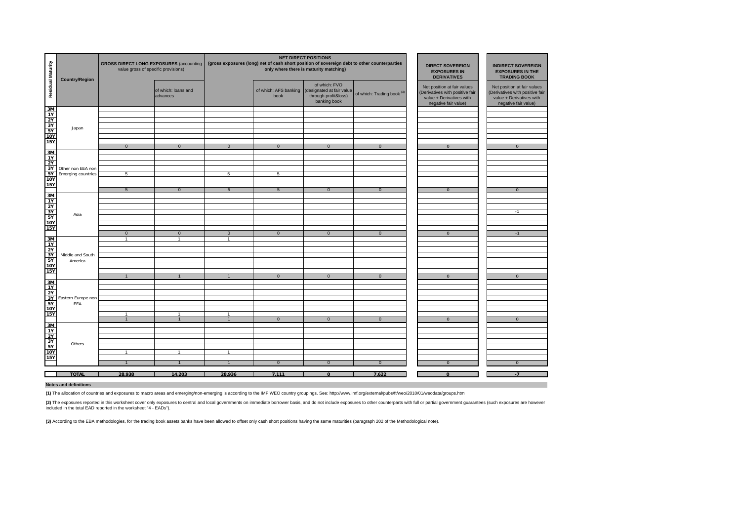| Residual Maturity | Country/Region | GROSS DIRECT LONG EXPOSURES (accounting value gross of specific provisions) | | NET DIRECT POSITIONS (gross exposures (long) net of cash short position of sovereign debt to other counterparties only where there is maturity matching) | | | | DIRECT SOVEREIGN EXPOSURES IN DERIVATIVES | INDIRECT SOVEREIGN EXPOSURES IN THE TRADING BOOK |
|---|---|---|---|---|---|---|---|---|---|
| | | | of which: loans and advances | | of which: AFS banking book | of which: FVO (designated at fair value through profit&loss) banking book | of which: Trading book [3] | Net position at fair values (Derivatives with positive fair value + Derivatives with negative fair value) | Net position at fair values (Derivatives with positive fair value + Derivatives with negative fair value) |
| 3M | Japan | | | | | | | | |
| 1Y | | | | | | | | | |
| 2Y | | | | | | | | | |
| 3Y | | | | | | | | | |
| 5Y | | | | | | | | | |
| 10Y | | | | | | | | | |
| 15Y | | | | | | | | | |
| | | 0 | 0 | 0 | 0 | 0 | 0 | 0 | 0 |
| 3M | Other non EEA non Emerging countries | | | | | | | | |
| 1Y | | | | | | | | | |
| 2Y | | | | | | | | | |
| 3Y | | | | | | | | | |
| 5Y | | 5 | | 5 | 5 | | | | |
| 10Y | | | | | | | | | |
| 15Y | | | | | | | | | |
| | | 5 | 0 | 5 | 5 | 0 | 0 | 0 | 0 |
| 3M | Asia | | | | | | | | |
| 1Y | | | | | | | | | |
| 2Y | | | | | | | | | |
| 3Y | | | | | | | | | -1 |
| 5Y | | | | | | | | | |
| 10Y | | | | | | | | | |
| 15Y | | | | | | | | | |
| | | 0 | 0 | 0 | 0 | 0 | 0 | 0 | -1 |
| 3M | Middle and South America | 1 | 1 | 1 | | | | | |
| 1Y | | | | | | | | | |
| 2Y | | | | | | | | | |
| 3Y | | | | | | | | | |
| 5Y | | | | | | | | | |
| 10Y | | | | | | | | | |
| 15Y | | | | | | | | | |
| | | 1 | 1 | 1 | 0 | 0 | 0 | 0 | 0 |
| 3M | Eastern Europe non EEA | | | | | | | | |
| 1Y | | | | | | | | | |
| 2Y | | | | | | | | | |
| 3Y | | | | | | | | | |
| 5Y | | | | | | | | | |
| 10Y | | | | | | | | | |
| 15Y | | 1 | 1 | 1 | | | | | |
| | | 1 | 1 | 1 | 0 | 0 | 0 | 0 | 0 |
| 3M | Others | | | | | | | | |
| 1Y | | | | | | | | | |
| 2Y | | | | | | | | | |
| 3Y | | | | | | | | | |
| 5Y | | | | | | | | | |
| 10Y | | 1 | 1 | 1 | | | | | |
| 15Y | | | | | | | | | |
| | | 1 | 1 | 1 | 0 | 0 | 0 | 0 | 0 |
| | **TOTAL** | **28.938** | **14.203** | **28.936** | **7.111** | **0** | **7.622** | **0** | **-7** |

**Notes and definitions**

**(1)** The allocation of countries and exposures to macro areas and emerging/non-emerging is according to the IMF WEO country groupings. See: http://www.imf.org/external/pubs/ft/weo/2010/01/weodata/groups.htm

**(2)** The exposures reported in this worksheet cover only exposures to central and local governments on immediate borrower basis, and do not include exposures to other counterparts with full or partial government guarantees (such exposures are however included in the total EAD reported in the worksheet "4 - EADs").

**(3)** According to the EBA methodologies, for the trading book assets banks have been allowed to offset only cash short positions having the same maturities (paragraph 202 of the Methodological note).